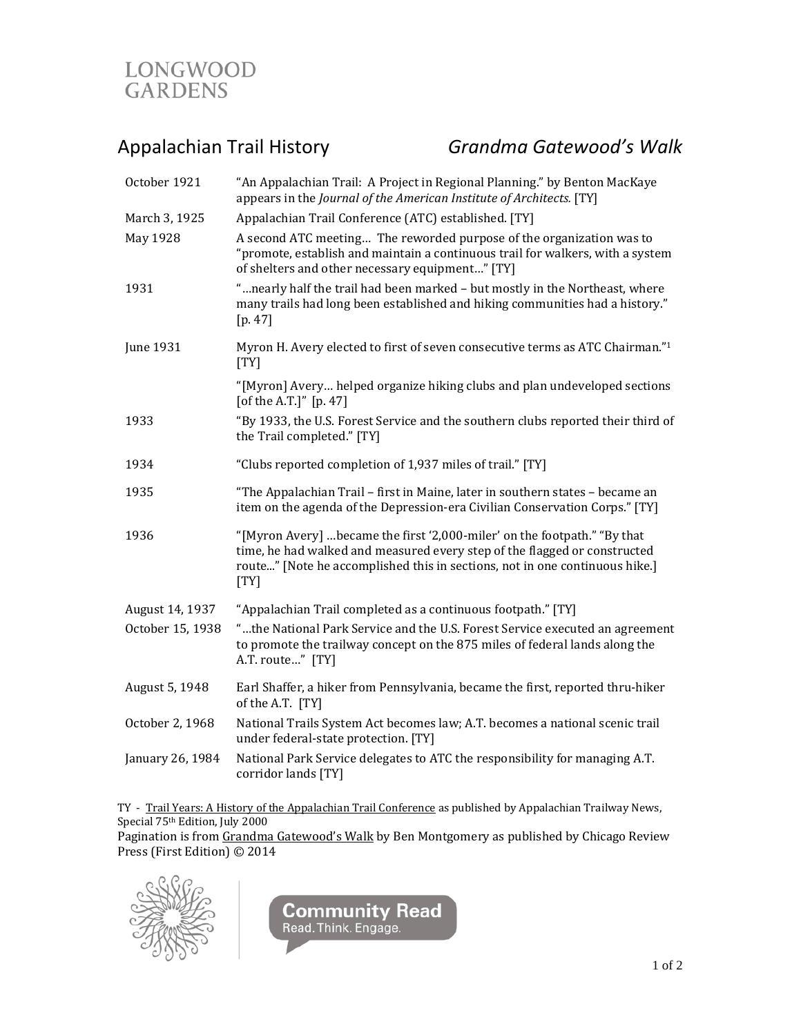LONGWOOD GARDENS

# Appalachian Trail History — *Grandma Gatewood's Walk*

| Date | Event |
|---|---|
| October 1921 | "An Appalachian Trail: A Project in Regional Planning." by Benton MacKaye appears in the *Journal of the American Institute of Architects.* [TY] |
| March 3, 1925 | Appalachian Trail Conference (ATC) established. [TY] |
| May 1928 | A second ATC meeting… The reworded purpose of the organization was to "promote, establish and maintain a continuous trail for walkers, with a system of shelters and other necessary equipment…" [TY] |
| 1931 | "…nearly half the trail had been marked – but mostly in the Northeast, where many trails had long been established and hiking communities had a history." [p. 47] |
| June 1931 | Myron H. Avery elected to first of seven consecutive terms as ATC Chairman."[1] [TY] |
| | "[Myron] Avery… helped organize hiking clubs and plan undeveloped sections [of the A.T.]" [p. 47] |
| 1933 | "By 1933, the U.S. Forest Service and the southern clubs reported their third of the Trail completed." [TY] |
| 1934 | "Clubs reported completion of 1,937 miles of trail." [TY] |
| 1935 | "The Appalachian Trail – first in Maine, later in southern states – became an item on the agenda of the Depression-era Civilian Conservation Corps." [TY] |
| 1936 | "[Myron Avery] …became the first '2,000-miler' on the footpath." "By that time, he had walked and measured every step of the flagged or constructed route..." [Note he accomplished this in sections, not in one continuous hike.] [TY] |
| August 14, 1937 | "Appalachian Trail completed as a continuous footpath." [TY] |
| October 15, 1938 | "…the National Park Service and the U.S. Forest Service executed an agreement to promote the trailway concept on the 875 miles of federal lands along the A.T. route…" [TY] |
| August 5, 1948 | Earl Shaffer, a hiker from Pennsylvania, became the first, reported thru-hiker of the A.T. [TY] |
| October 2, 1968 | National Trails System Act becomes law; A.T. becomes a national scenic trail under federal-state protection. [TY] |
| January 26, 1984 | National Park Service delegates to ATC the responsibility for managing A.T. corridor lands [TY] |

TY - Trail Years: A History of the Appalachian Trail Conference as published by Appalachian Trailway News, Special 75th Edition, July 2000

Pagination is from Grandma Gatewood's Walk by Ben Montgomery as published by Chicago Review Press (First Edition) © 2014

Community Read
Read. Think. Engage.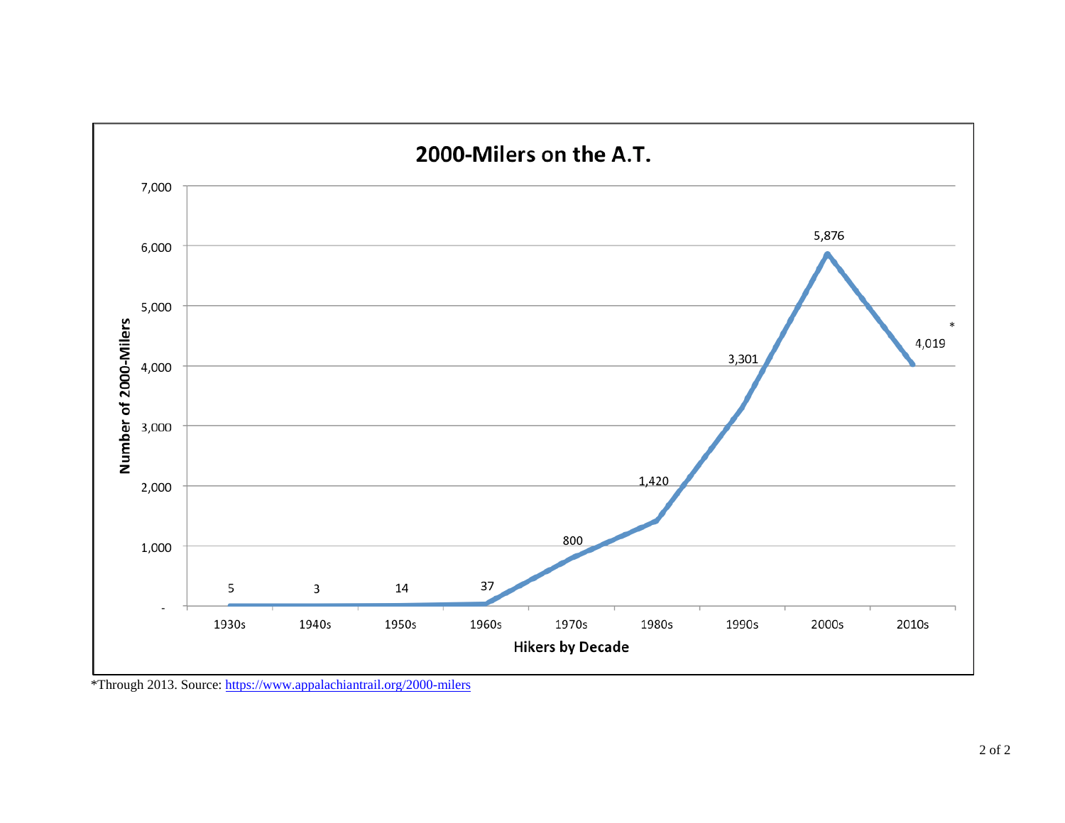2000-Milers on the A.T.

7,000
6,000
5,000
4,000
3,000
2,000
1,000
-

Number of 2000-Milers

5
3
14
37
800
1,420
3,301
5,876
4,019
*

1930s
1940s
1950s
1960s
1970s
1980s
1990s
2000s
2010s

Hikers by Decade

*Through 2013. Source: [https://www.appalachiantrail.org/2000-milers](https://www.appalachiantrail.org/2000-milers)